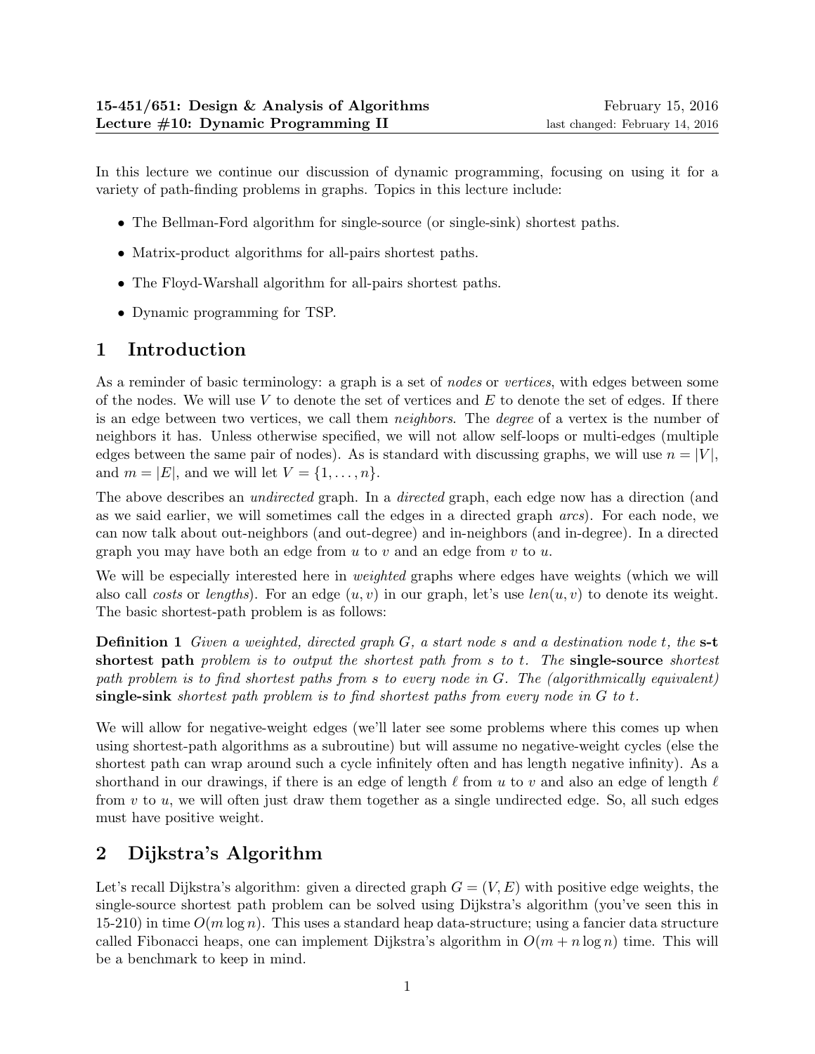**15-451/651: Design & Analysis of Algorithms** February 15, 2016
**Lecture #10: Dynamic Programming II** last changed: February 14, 2016

In this lecture we continue our discussion of dynamic programming, focusing on using it for a variety of path-finding problems in graphs. Topics in this lecture include:

- The Bellman-Ford algorithm for single-source (or single-sink) shortest paths.
- Matrix-product algorithms for all-pairs shortest paths.
- The Floyd-Warshall algorithm for all-pairs shortest paths.
- Dynamic programming for TSP.

# 1 Introduction

As a reminder of basic terminology: a graph is a set of *nodes* or *vertices*, with edges between some of the nodes. We will use $V$ to denote the set of vertices and $E$ to denote the set of edges. If there is an edge between two vertices, we call them *neighbors*. The *degree* of a vertex is the number of neighbors it has. Unless otherwise specified, we will not allow self-loops or multi-edges (multiple edges between the same pair of nodes). As is standard with discussing graphs, we will use $n = |V|$, and $m = |E|$, and we will let $V = \{1, \ldots, n\}$.

The above describes an *undirected* graph. In a *directed* graph, each edge now has a direction (and as we said earlier, we will sometimes call the edges in a directed graph *arcs*). For each node, we can now talk about out-neighbors (and out-degree) and in-neighbors (and in-degree). In a directed graph you may have both an edge from $u$ to $v$ and an edge from $v$ to $u$.

We will be especially interested here in *weighted* graphs where edges have weights (which we will also call *costs* or *lengths*). For an edge $(u, v)$ in our graph, let's use $len(u, v)$ to denote its weight. The basic shortest-path problem is as follows:

**Definition 1** *Given a weighted, directed graph $G$, a start node $s$ and a destination node $t$, the* **s-t shortest path** *problem is to output the shortest path from $s$ to $t$. The* **single-source** *shortest path problem is to find shortest paths from $s$ to every node in $G$. The (algorithmically equivalent)* **single-sink** *shortest path problem is to find shortest paths from every node in $G$ to $t$.*

We will allow for negative-weight edges (we'll later see some problems where this comes up when using shortest-path algorithms as a subroutine) but will assume no negative-weight cycles (else the shortest path can wrap around such a cycle infinitely often and has length negative infinity). As a shorthand in our drawings, if there is an edge of length $\ell$ from $u$ to $v$ and also an edge of length $\ell$ from $v$ to $u$, we will often just draw them together as a single undirected edge. So, all such edges must have positive weight.

# 2 Dijkstra's Algorithm

Let's recall Dijkstra's algorithm: given a directed graph $G = (V, E)$ with positive edge weights, the single-source shortest path problem can be solved using Dijkstra's algorithm (you've seen this in 15-210) in time $O(m \log n)$. This uses a standard heap data-structure; using a fancier data structure called Fibonacci heaps, one can implement Dijkstra's algorithm in $O(m + n \log n)$ time. This will be a benchmark to keep in mind.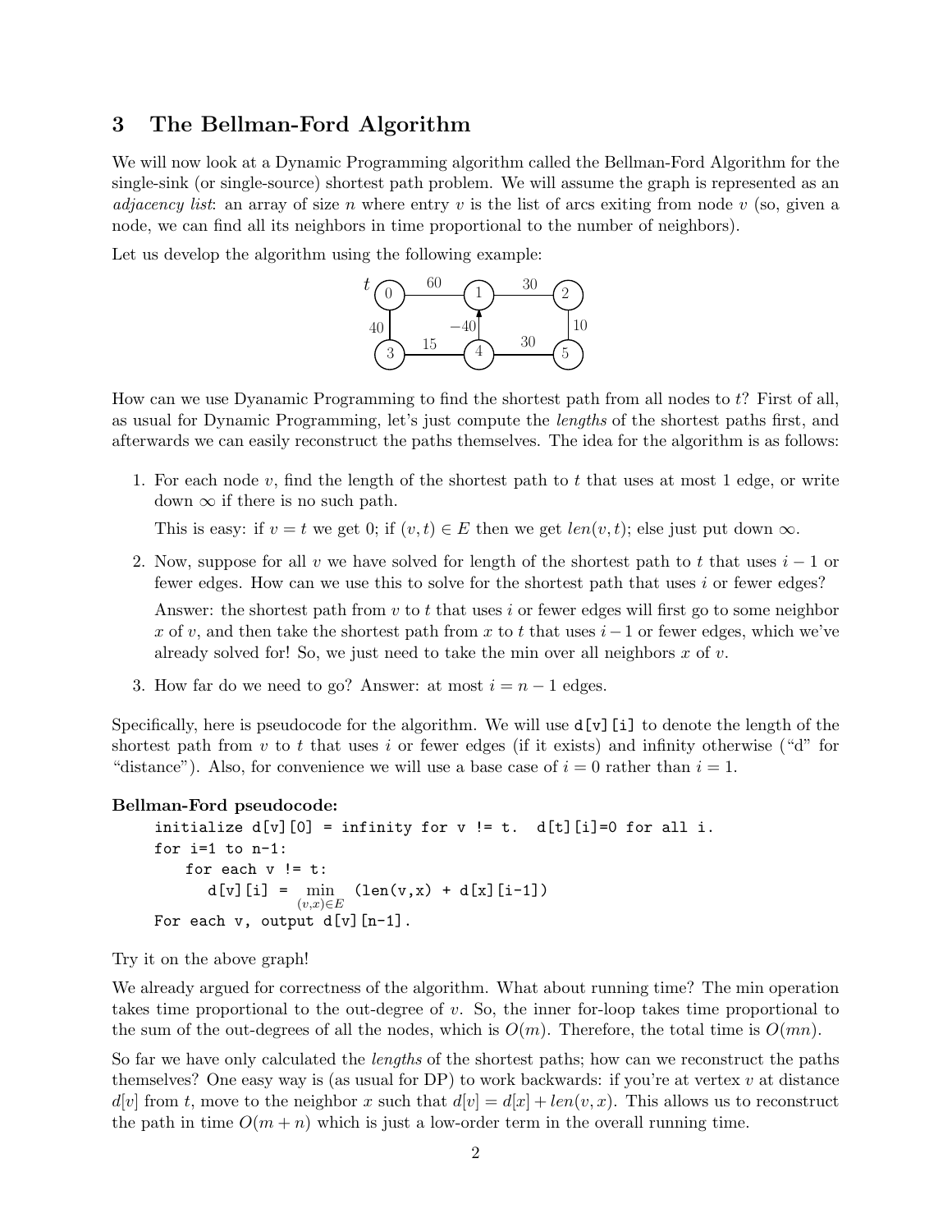## 3 The Bellman-Ford Algorithm

We will now look at a Dynamic Programming algorithm called the Bellman-Ford Algorithm for the single-sink (or single-source) shortest path problem. We will assume the graph is represented as an *adjacency list*: an array of size $n$ where entry $v$ is the list of arcs exiting from node $v$ (so, given a node, we can find all its neighbors in time proportional to the number of neighbors).

Let us develop the algorithm using the following example:

How can we use Dyanamic Programming to find the shortest path from all nodes to $t$? First of all, as usual for Dynamic Programming, let's just compute the *lengths* of the shortest paths first, and afterwards we can easily reconstruct the paths themselves. The idea for the algorithm is as follows:

1. For each node $v$, find the length of the shortest path to $t$ that uses at most 1 edge, or write down $\infty$ if there is no such path.

   This is easy: if $v = t$ we get 0; if $(v, t) \in E$ then we get $len(v, t)$; else just put down $\infty$.

2. Now, suppose for all $v$ we have solved for length of the shortest path to $t$ that uses $i - 1$ or fewer edges. How can we use this to solve for the shortest path that uses $i$ or fewer edges?

   Answer: the shortest path from $v$ to $t$ that uses $i$ or fewer edges will first go to some neighbor $x$ of $v$, and then take the shortest path from $x$ to $t$ that uses $i-1$ or fewer edges, which we've already solved for! So, we just need to take the min over all neighbors $x$ of $v$.

3. How far do we need to go? Answer: at most $i = n - 1$ edges.

Specifically, here is pseudocode for the algorithm. We will use `d[v][i]` to denote the length of the shortest path from $v$ to $t$ that uses $i$ or fewer edges (if it exists) and infinity otherwise ("d" for "distance"). Also, for convenience we will use a base case of $i = 0$ rather than $i = 1$.

**Bellman-Ford pseudocode:**

```
initialize d[v][0] = infinity for v != t.  d[t][i]=0 for all i.
for i=1 to n-1:
   for each v != t:
      d[v][i] =   min    (len(v,x) + d[x][i-1])
               (v,x)∈E
For each v, output d[v][n-1].
```

Try it on the above graph!

We already argued for correctness of the algorithm. What about running time? The min operation takes time proportional to the out-degree of $v$. So, the inner for-loop takes time proportional to the sum of the out-degrees of all the nodes, which is $O(m)$. Therefore, the total time is $O(mn)$.

So far we have only calculated the *lengths* of the shortest paths; how can we reconstruct the paths themselves? One easy way is (as usual for DP) to work backwards: if you're at vertex $v$ at distance $d[v]$ from $t$, move to the neighbor $x$ such that $d[v] = d[x] + len(v, x)$. This allows us to reconstruct the path in time $O(m + n)$ which is just a low-order term in the overall running time.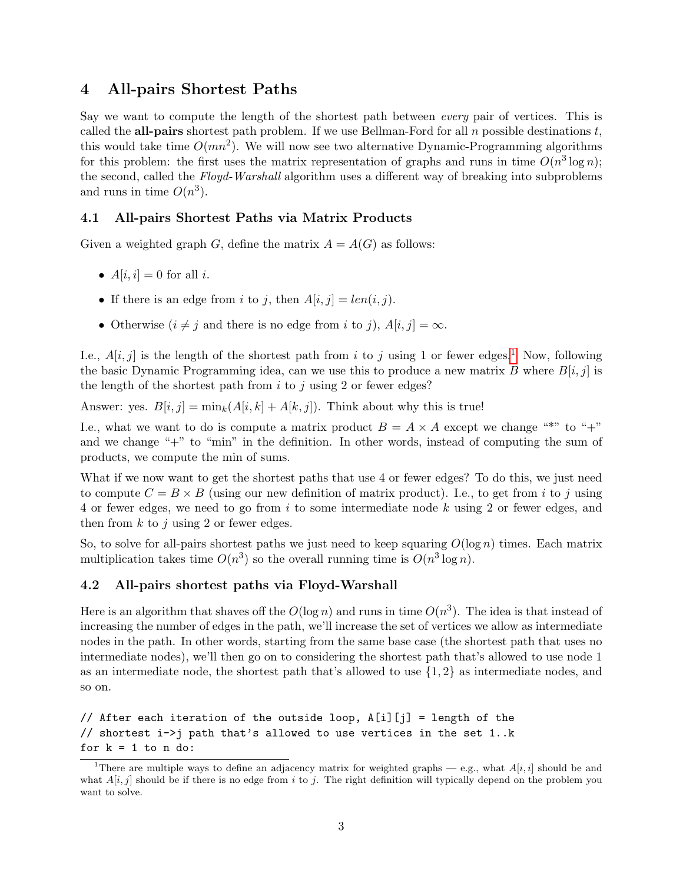## 4 All-pairs Shortest Paths

Say we want to compute the length of the shortest path between *every* pair of vertices. This is called the **all-pairs** shortest path problem. If we use Bellman-Ford for all $n$ possible destinations $t$, this would take time $O(mn^2)$. We will now see two alternative Dynamic-Programming algorithms for this problem: the first uses the matrix representation of graphs and runs in time $O(n^3 \log n)$; the second, called the *Floyd-Warshall* algorithm uses a different way of breaking into subproblems and runs in time $O(n^3)$.

### 4.1 All-pairs Shortest Paths via Matrix Products

Given a weighted graph $G$, define the matrix $A = A(G)$ as follows:

- $A[i,i] = 0$ for all $i$.
- If there is an edge from $i$ to $j$, then $A[i,j] = len(i,j)$.
- Otherwise ($i \neq j$ and there is no edge from $i$ to $j$), $A[i,j] = \infty$.

I.e., $A[i,j]$ is the length of the shortest path from $i$ to $j$ using 1 or fewer edges.[1] Now, following the basic Dynamic Programming idea, can we use this to produce a new matrix $B$ where $B[i,j]$ is the length of the shortest path from $i$ to $j$ using 2 or fewer edges?

Answer: yes. $B[i,j] = \min_k(A[i,k] + A[k,j])$. Think about why this is true!

I.e., what we want to do is compute a matrix product $B = A \times A$ except we change "*" to "+" and we change "+" to "min" in the definition. In other words, instead of computing the sum of products, we compute the min of sums.

What if we now want to get the shortest paths that use 4 or fewer edges? To do this, we just need to compute $C = B \times B$ (using our new definition of matrix product). I.e., to get from $i$ to $j$ using 4 or fewer edges, we need to go from $i$ to some intermediate node $k$ using 2 or fewer edges, and then from $k$ to $j$ using 2 or fewer edges.

So, to solve for all-pairs shortest paths we just need to keep squaring $O(\log n)$ times. Each matrix multiplication takes time $O(n^3)$ so the overall running time is $O(n^3 \log n)$.

### 4.2 All-pairs shortest paths via Floyd-Warshall

Here is an algorithm that shaves off the $O(\log n)$ and runs in time $O(n^3)$. The idea is that instead of increasing the number of edges in the path, we'll increase the set of vertices we allow as intermediate nodes in the path. In other words, starting from the same base case (the shortest path that uses no intermediate nodes), we'll then go on to considering the shortest path that's allowed to use node 1 as an intermediate node, the shortest path that's allowed to use $\{1, 2\}$ as intermediate nodes, and so on.

```
// After each iteration of the outside loop, A[i][j] = length of the
// shortest i->j path that's allowed to use vertices in the set 1..k
for k = 1 to n do:
```

[1] There are multiple ways to define an adjacency matrix for weighted graphs — e.g., what $A[i,i]$ should be and what $A[i,j]$ should be if there is no edge from $i$ to $j$. The right definition will typically depend on the problem you want to solve.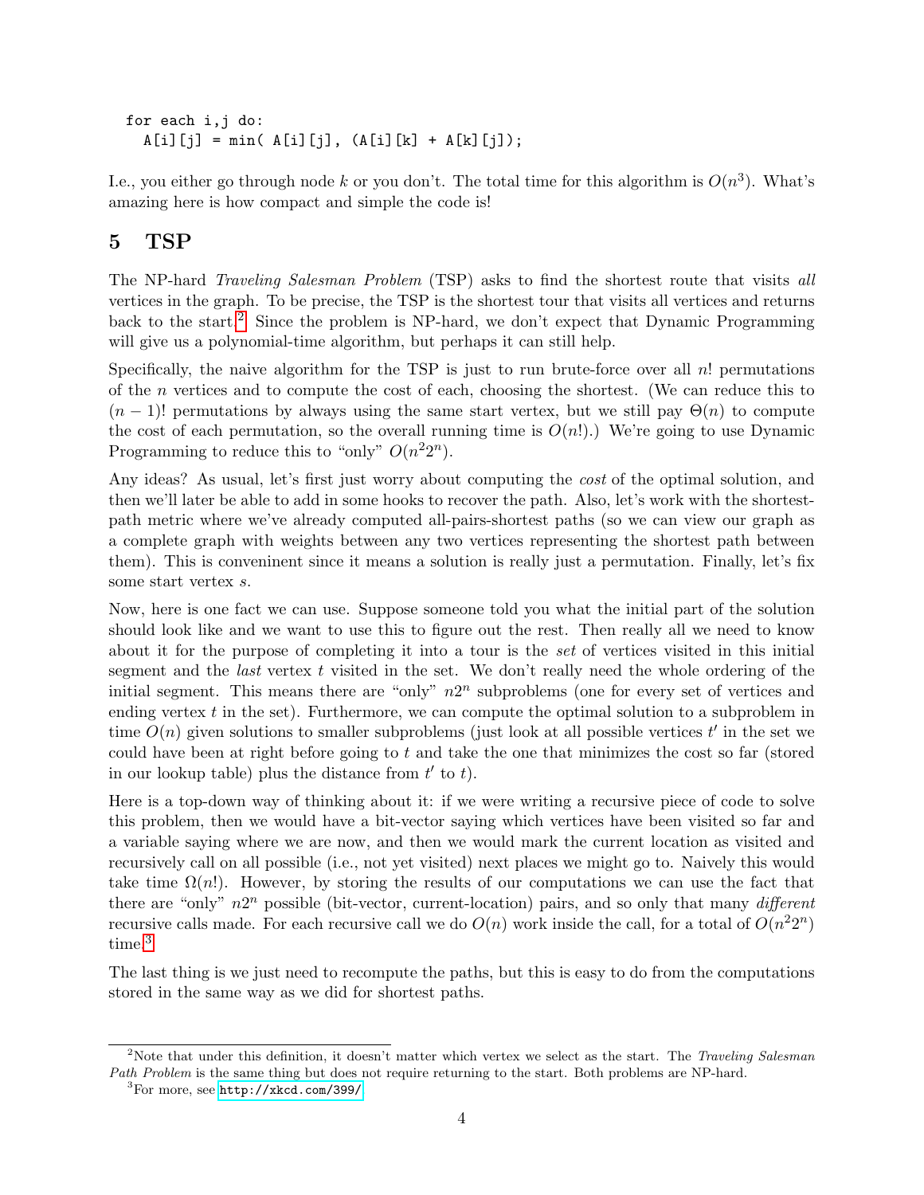```
for each i,j do:
  A[i][j] = min( A[i][j], (A[i][k] + A[k][j]);
```

I.e., you either go through node $k$ or you don't. The total time for this algorithm is $O(n^3)$. What's amazing here is how compact and simple the code is!

## 5 TSP

The NP-hard *Traveling Salesman Problem* (TSP) asks to find the shortest route that visits *all* vertices in the graph. To be precise, the TSP is the shortest tour that visits all vertices and returns back to the start.[2] Since the problem is NP-hard, we don't expect that Dynamic Programming will give us a polynomial-time algorithm, but perhaps it can still help.

Specifically, the naive algorithm for the TSP is just to run brute-force over all $n!$ permutations of the $n$ vertices and to compute the cost of each, choosing the shortest. (We can reduce this to $(n-1)!$ permutations by always using the same start vertex, but we still pay $\Theta(n)$ to compute the cost of each permutation, so the overall running time is $O(n!)$.) We're going to use Dynamic Programming to reduce this to "only" $O(n^2 2^n)$.

Any ideas? As usual, let's first just worry about computing the *cost* of the optimal solution, and then we'll later be able to add in some hooks to recover the path. Also, let's work with the shortest-path metric where we've already computed all-pairs-shortest paths (so we can view our graph as a complete graph with weights between any two vertices representing the shortest path between them). This is conveninent since it means a solution is really just a permutation. Finally, let's fix some start vertex $s$.

Now, here is one fact we can use. Suppose someone told you what the initial part of the solution should look like and we want to use this to figure out the rest. Then really all we need to know about it for the purpose of completing it into a tour is the *set* of vertices visited in this initial segment and the *last* vertex $t$ visited in the set. We don't really need the whole ordering of the initial segment. This means there are "only" $n2^n$ subproblems (one for every set of vertices and ending vertex $t$ in the set). Furthermore, we can compute the optimal solution to a subproblem in time $O(n)$ given solutions to smaller subproblems (just look at all possible vertices $t'$ in the set we could have been at right before going to $t$ and take the one that minimizes the cost so far (stored in our lookup table) plus the distance from $t'$ to $t$).

Here is a top-down way of thinking about it: if we were writing a recursive piece of code to solve this problem, then we would have a bit-vector saying which vertices have been visited so far and a variable saying where we are now, and then we would mark the current location as visited and recursively call on all possible (i.e., not yet visited) next places we might go to. Naively this would take time $\Omega(n!)$. However, by storing the results of our computations we can use the fact that there are "only" $n2^n$ possible (bit-vector, current-location) pairs, and so only that many *different* recursive calls made. For each recursive call we do $O(n)$ work inside the call, for a total of $O(n^2 2^n)$ time.[3]

The last thing is we just need to recompute the paths, but this is easy to do from the computations stored in the same way as we did for shortest paths.

[2] Note that under this definition, it doesn't matter which vertex we select as the start. The *Traveling Salesman Path Problem* is the same thing but does not require returning to the start. Both problems are NP-hard.

[3] For more, see http://xkcd.com/399/